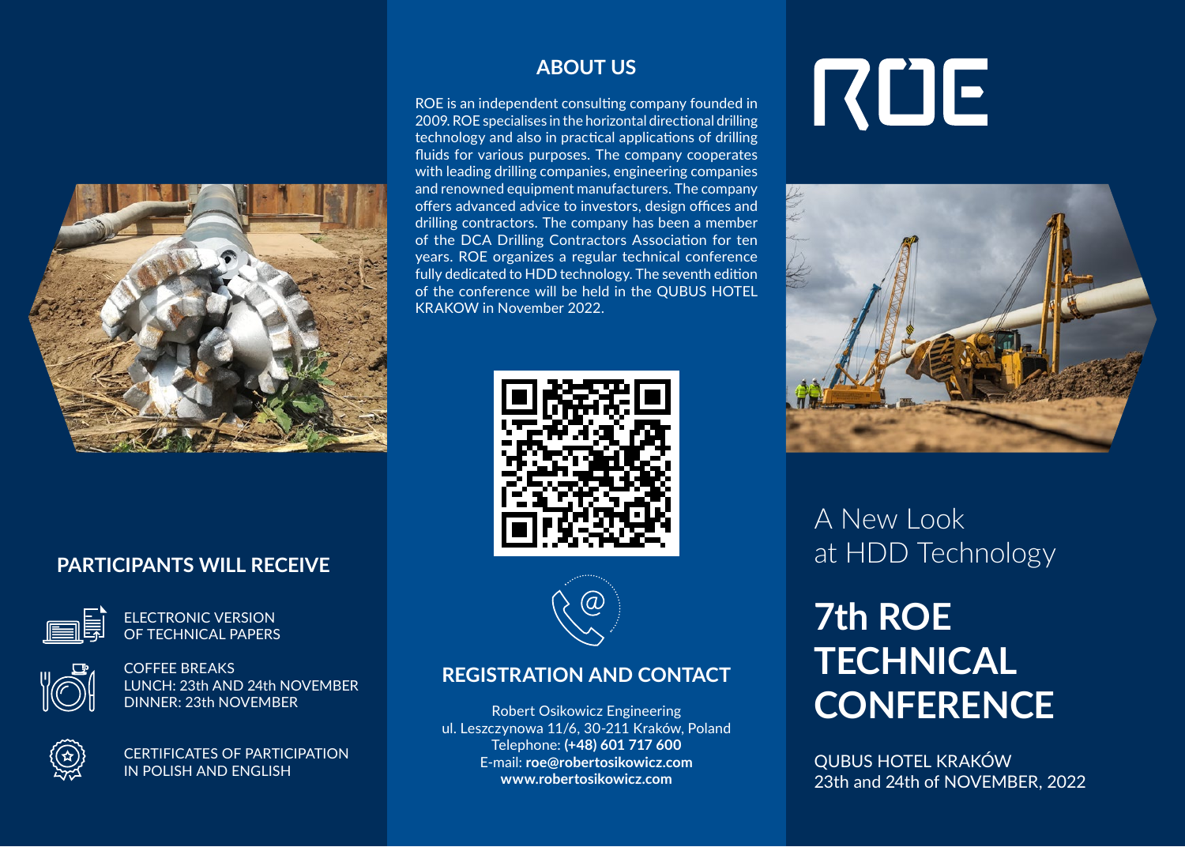# ROE

A New Look at HDD Technology

# 7th ROE TECHNICAL CONFERENCE

QUBUS HOTEL KRAKÓW
23th and 24th of NOVEMBER, 2022

## ABOUT US

ROE is an independent consulting company founded in 2009. ROE specialises in the horizontal directional drilling technology and also in practical applications of drilling fluids for various purposes. The company cooperates with leading drilling companies, engineering companies and renowned equipment manufacturers. The company offers advanced advice to investors, design offices and drilling contractors. The company has been a member of the DCA Drilling Contractors Association for ten years. ROE organizes a regular technical conference fully dedicated to HDD technology. The seventh edition of the conference will be held in the QUBUS HOTEL KRAKOW in November 2022.

## REGISTRATION AND CONTACT

Robert Osikowicz Engineering
ul. Leszczynowa 11/6, 30-211 Kraków, Poland
Telephone: **(+48) 601 717 600**
E-mail: **roe@robertosikowicz.com**
**www.robertosikowicz.com**

## PARTICIPANTS WILL RECEIVE

- ELECTRONIC VERSION OF TECHNICAL PAPERS
- COFFEE BREAKS
  LUNCH: 23th AND 24th NOVEMBER
  DINNER: 23th NOVEMBER
- CERTIFICATES OF PARTICIPATION IN POLISH AND ENGLISH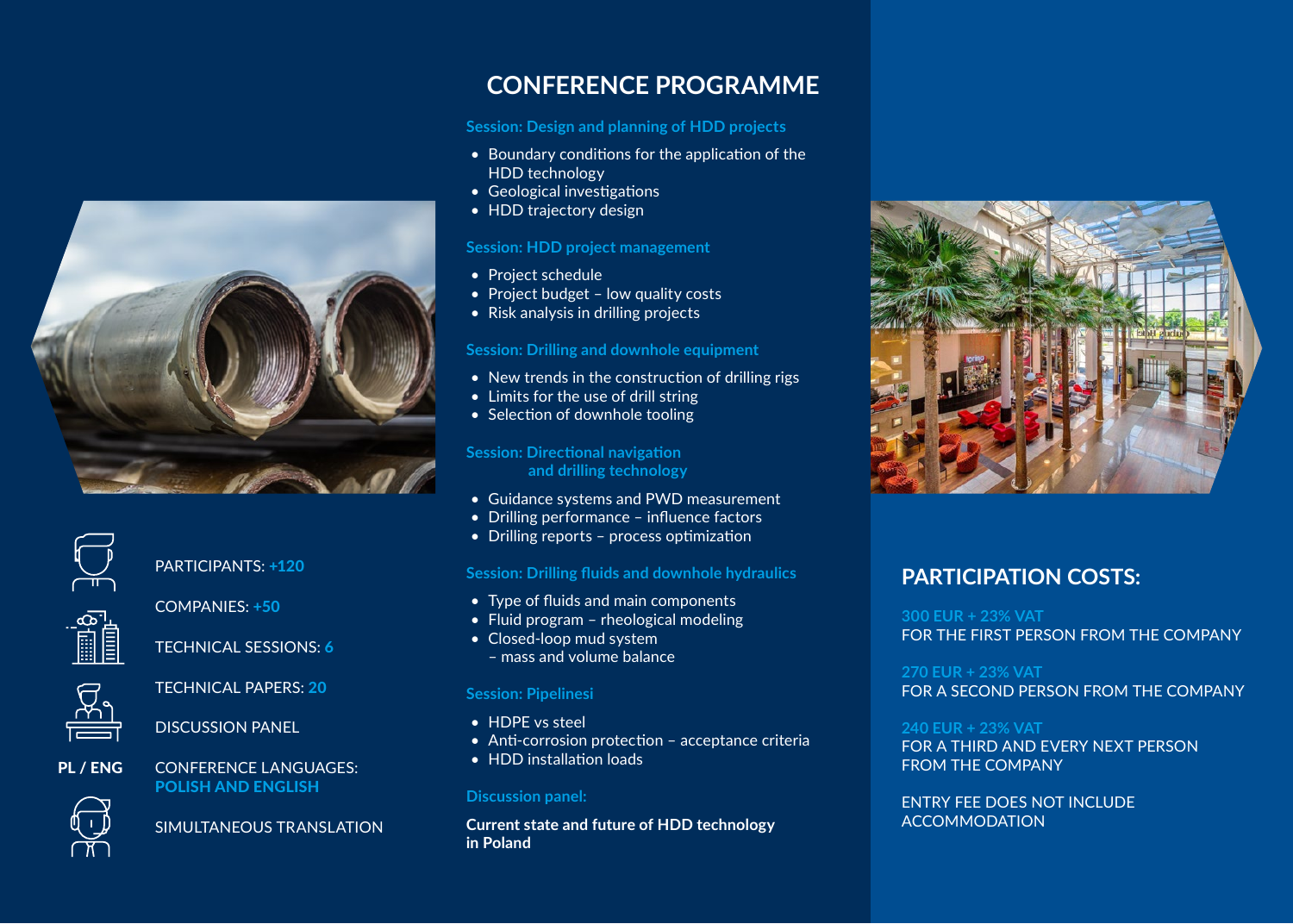PARTICIPANTS: +120

COMPANIES: +50

TECHNICAL SESSIONS: 6

TECHNICAL PAPERS: 20

DISCUSSION PANEL

PL / ENG

CONFERENCE LANGUAGES:
**POLISH AND ENGLISH**

SIMULTANEOUS TRANSLATION

# CONFERENCE PROGRAMME

### Session: Design and planning of HDD projects

- Boundary conditions for the application of the HDD technology
- Geological investigations
- HDD trajectory design

### Session: HDD project management

- Project schedule
- Project budget – low quality costs
- Risk analysis in drilling projects

### Session: Drilling and downhole equipment

- New trends in the construction of drilling rigs
- Limits for the use of drill string
- Selection of downhole tooling

### Session: Directional navigation and drilling technology

- Guidance systems and PWD measurement
- Drilling performance – influence factors
- Drilling reports – process optimization

### Session: Drilling fluids and downhole hydraulics

- Type of fluids and main components
- Fluid program – rheological modeling
- Closed-loop mud system – mass and volume balance

### Session: Pipelinesi

- HDPE vs steel
- Anti-corrosion protection – acceptance criteria
- HDD installation loads

### Discussion panel:

**Current state and future of HDD technology in Poland**

## PARTICIPATION COSTS:

300 EUR + 23% VAT
FOR THE FIRST PERSON FROM THE COMPANY

270 EUR + 23% VAT
FOR A SECOND PERSON FROM THE COMPANY

240 EUR + 23% VAT
FOR A THIRD AND EVERY NEXT PERSON FROM THE COMPANY

ENTRY FEE DOES NOT INCLUDE ACCOMMODATION